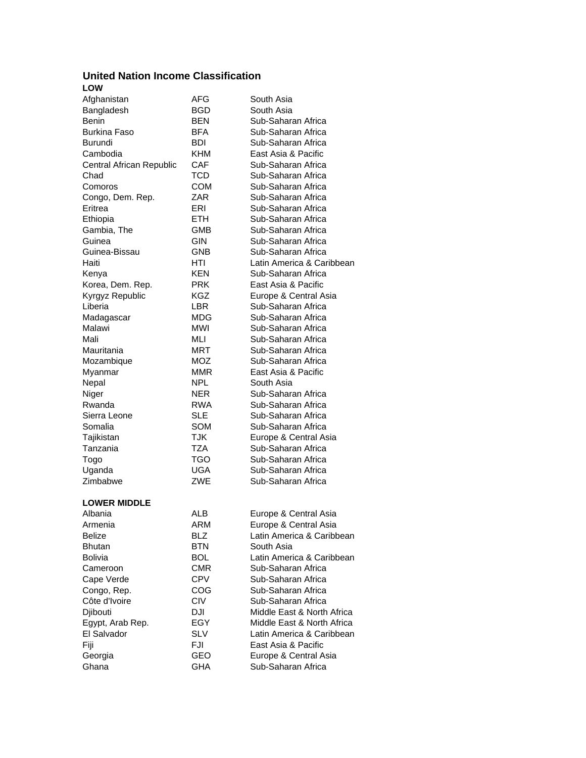# United Nation Income Classification

### LOW

| | | |
|---|---|---|
| Afghanistan | AFG | South Asia |
| Bangladesh | BGD | South Asia |
| Benin | BEN | Sub-Saharan Africa |
| Burkina Faso | BFA | Sub-Saharan Africa |
| Burundi | BDI | Sub-Saharan Africa |
| Cambodia | KHM | East Asia & Pacific |
| Central African Republic | CAF | Sub-Saharan Africa |
| Chad | TCD | Sub-Saharan Africa |
| Comoros | COM | Sub-Saharan Africa |
| Congo, Dem. Rep. | ZAR | Sub-Saharan Africa |
| Eritrea | ERI | Sub-Saharan Africa |
| Ethiopia | ETH | Sub-Saharan Africa |
| Gambia, The | GMB | Sub-Saharan Africa |
| Guinea | GIN | Sub-Saharan Africa |
| Guinea-Bissau | GNB | Sub-Saharan Africa |
| Haiti | HTI | Latin America & Caribbean |
| Kenya | KEN | Sub-Saharan Africa |
| Korea, Dem. Rep. | PRK | East Asia & Pacific |
| Kyrgyz Republic | KGZ | Europe & Central Asia |
| Liberia | LBR | Sub-Saharan Africa |
| Madagascar | MDG | Sub-Saharan Africa |
| Malawi | MWI | Sub-Saharan Africa |
| Mali | MLI | Sub-Saharan Africa |
| Mauritania | MRT | Sub-Saharan Africa |
| Mozambique | MOZ | Sub-Saharan Africa |
| Myanmar | MMR | East Asia & Pacific |
| Nepal | NPL | South Asia |
| Niger | NER | Sub-Saharan Africa |
| Rwanda | RWA | Sub-Saharan Africa |
| Sierra Leone | SLE | Sub-Saharan Africa |
| Somalia | SOM | Sub-Saharan Africa |
| Tajikistan | TJK | Europe & Central Asia |
| Tanzania | TZA | Sub-Saharan Africa |
| Togo | TGO | Sub-Saharan Africa |
| Uganda | UGA | Sub-Saharan Africa |
| Zimbabwe | ZWE | Sub-Saharan Africa |

### LOWER MIDDLE

| | | |
|---|---|---|
| Albania | ALB | Europe & Central Asia |
| Armenia | ARM | Europe & Central Asia |
| Belize | BLZ | Latin America & Caribbean |
| Bhutan | BTN | South Asia |
| Bolivia | BOL | Latin America & Caribbean |
| Cameroon | CMR | Sub-Saharan Africa |
| Cape Verde | CPV | Sub-Saharan Africa |
| Congo, Rep. | COG | Sub-Saharan Africa |
| Côte d'Ivoire | CIV | Sub-Saharan Africa |
| Djibouti | DJI | Middle East & North Africa |
| Egypt, Arab Rep. | EGY | Middle East & North Africa |
| El Salvador | SLV | Latin America & Caribbean |
| Fiji | FJI | East Asia & Pacific |
| Georgia | GEO | Europe & Central Asia |
| Ghana | GHA | Sub-Saharan Africa |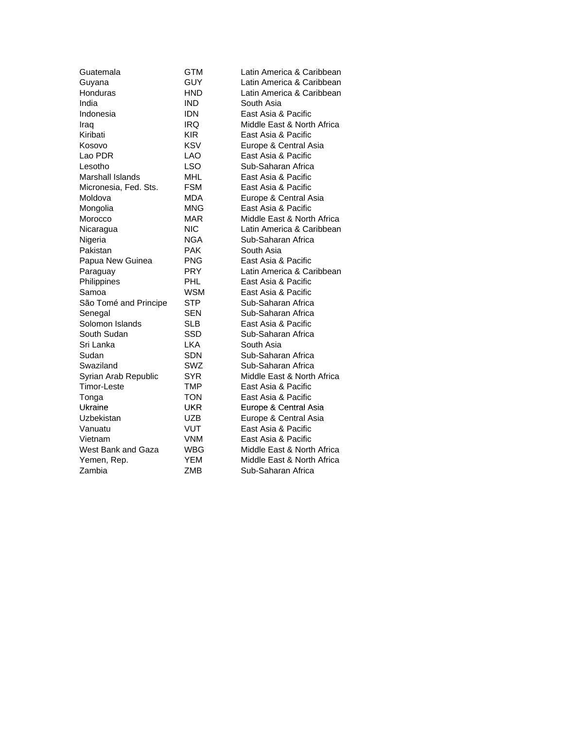| | | |
|---|---|---|
| Guatemala | GTM | Latin America & Caribbean |
| Guyana | GUY | Latin America & Caribbean |
| Honduras | HND | Latin America & Caribbean |
| India | IND | South Asia |
| Indonesia | IDN | East Asia & Pacific |
| Iraq | IRQ | Middle East & North Africa |
| Kiribati | KIR | East Asia & Pacific |
| Kosovo | KSV | Europe & Central Asia |
| Lao PDR | LAO | East Asia & Pacific |
| Lesotho | LSO | Sub-Saharan Africa |
| Marshall Islands | MHL | East Asia & Pacific |
| Micronesia, Fed. Sts. | FSM | East Asia & Pacific |
| Moldova | MDA | Europe & Central Asia |
| Mongolia | MNG | East Asia & Pacific |
| Morocco | MAR | Middle East & North Africa |
| Nicaragua | NIC | Latin America & Caribbean |
| Nigeria | NGA | Sub-Saharan Africa |
| Pakistan | PAK | South Asia |
| Papua New Guinea | PNG | East Asia & Pacific |
| Paraguay | PRY | Latin America & Caribbean |
| Philippines | PHL | East Asia & Pacific |
| Samoa | WSM | East Asia & Pacific |
| São Tomé and Principe | STP | Sub-Saharan Africa |
| Senegal | SEN | Sub-Saharan Africa |
| Solomon Islands | SLB | East Asia & Pacific |
| South Sudan | SSD | Sub-Saharan Africa |
| Sri Lanka | LKA | South Asia |
| Sudan | SDN | Sub-Saharan Africa |
| Swaziland | SWZ | Sub-Saharan Africa |
| Syrian Arab Republic | SYR | Middle East & North Africa |
| Timor-Leste | TMP | East Asia & Pacific |
| Tonga | TON | East Asia & Pacific |
| Ukraine | UKR | Europe & Central Asia |
| Uzbekistan | UZB | Europe & Central Asia |
| Vanuatu | VUT | East Asia & Pacific |
| Vietnam | VNM | East Asia & Pacific |
| West Bank and Gaza | WBG | Middle East & North Africa |
| Yemen, Rep. | YEM | Middle East & North Africa |
| Zambia | ZMB | Sub-Saharan Africa |